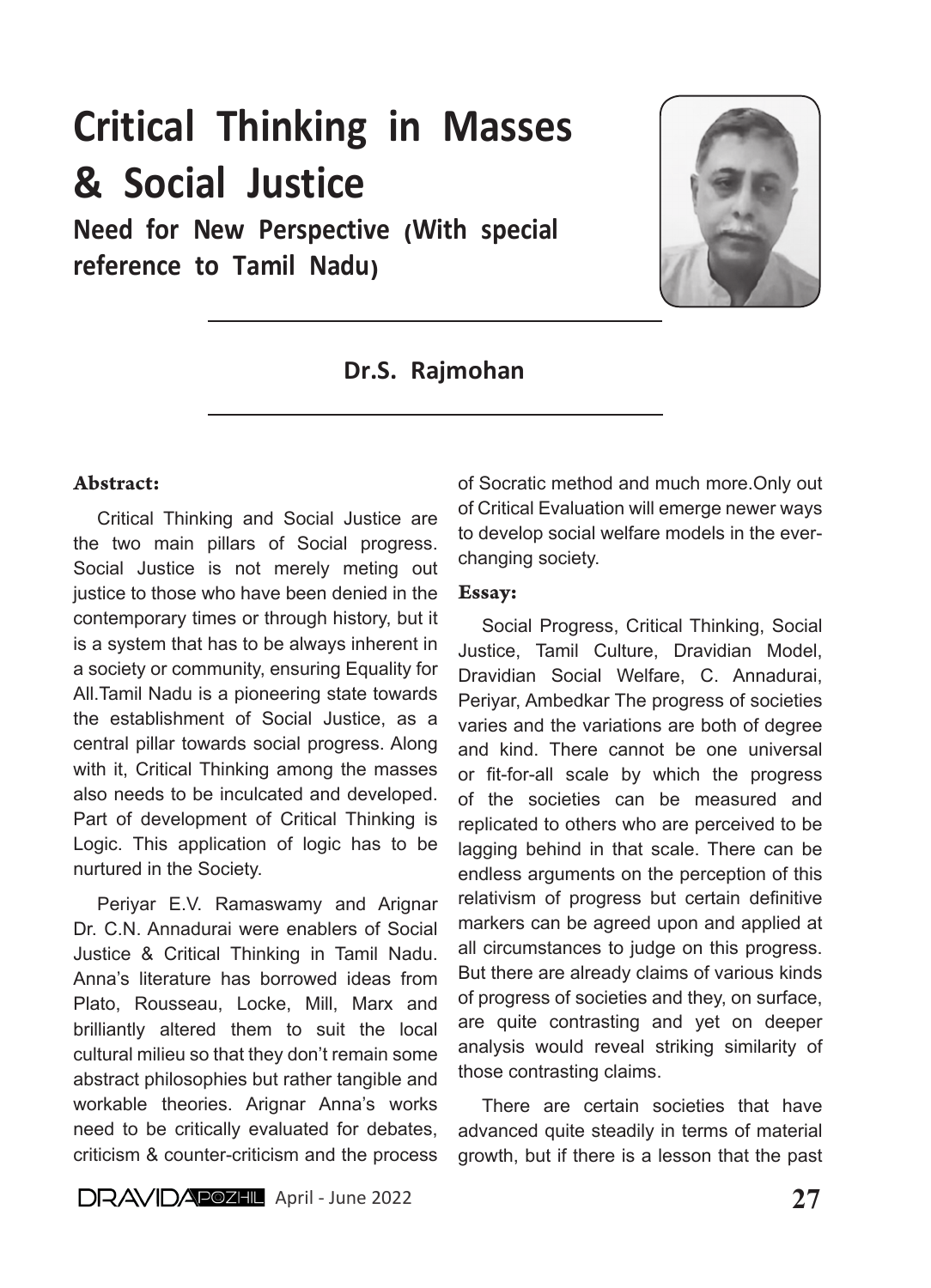# Critical Thinking in Masses & Social Justice

## Need for New Perspective (With special reference to Tamil Nadu)

**Dr.S. Rajmohan**

### Abstract:

Critical Thinking and Social Justice are the two main pillars of Social progress. Social Justice is not merely meting out justice to those who have been denied in the contemporary times or through history, but it is a system that has to be always inherent in a society or community, ensuring Equality for All.Tamil Nadu is a pioneering state towards the establishment of Social Justice, as a central pillar towards social progress. Along with it, Critical Thinking among the masses also needs to be inculcated and developed. Part of development of Critical Thinking is Logic. This application of logic has to be nurtured in the Society.

Periyar E.V. Ramaswamy and Arignar Dr. C.N. Annadurai were enablers of Social Justice & Critical Thinking in Tamil Nadu. Anna's literature has borrowed ideas from Plato, Rousseau, Locke, Mill, Marx and brilliantly altered them to suit the local cultural milieu so that they don't remain some abstract philosophies but rather tangible and workable theories. Arignar Anna's works need to be critically evaluated for debates, criticism & counter-criticism and the process of Socratic method and much more.Only out of Critical Evaluation will emerge newer ways to develop social welfare models in the ever-changing society.

### Essay:

Social Progress, Critical Thinking, Social Justice, Tamil Culture, Dravidian Model, Dravidian Social Welfare, C. Annadurai, Periyar, Ambedkar The progress of societies varies and the variations are both of degree and kind. There cannot be one universal or fit-for-all scale by which the progress of the societies can be measured and replicated to others who are perceived to be lagging behind in that scale. There can be endless arguments on the perception of this relativism of progress but certain definitive markers can be agreed upon and applied at all circumstances to judge on this progress. But there are already claims of various kinds of progress of societies and they, on surface, are quite contrasting and yet on deeper analysis would reveal striking similarity of those contrasting claims.

There are certain societies that have advanced quite steadily in terms of material growth, but if there is a lesson that the past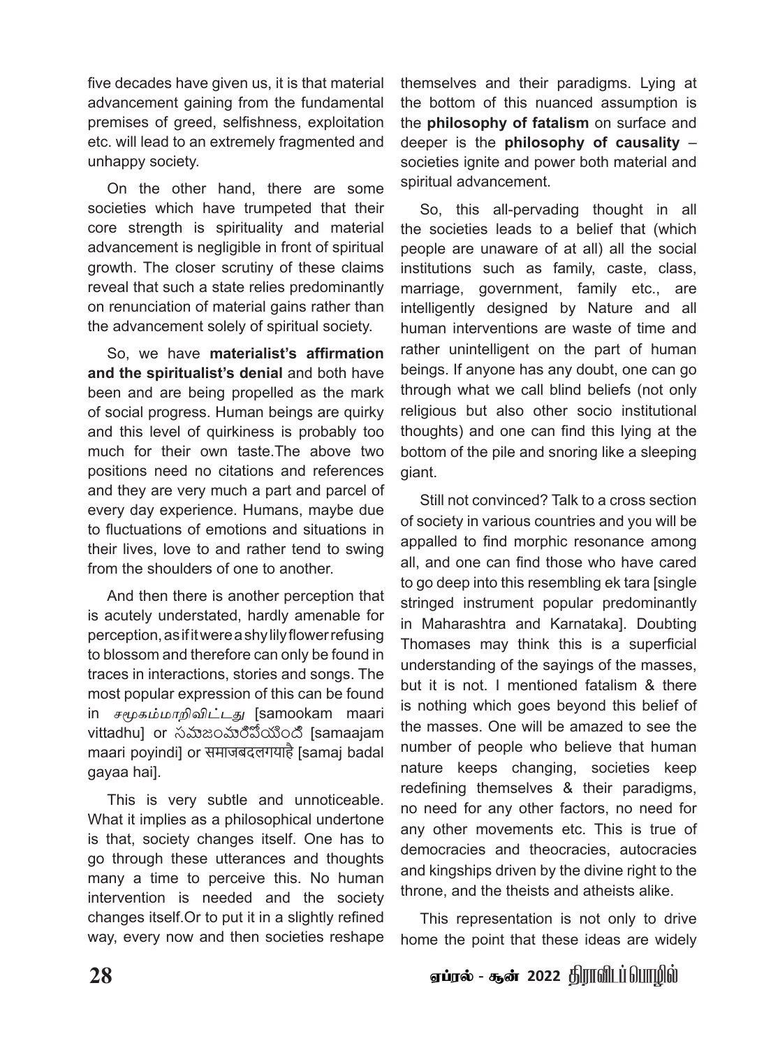five decades have given us, it is that material advancement gaining from the fundamental premises of greed, selfishness, exploitation etc. will lead to an extremely fragmented and unhappy society.

On the other hand, there are some societies which have trumpeted that their core strength is spirituality and material advancement is negligible in front of spiritual growth. The closer scrutiny of these claims reveal that such a state relies predominantly on renunciation of material gains rather than the advancement solely of spiritual society.

So, we have **materialist's affirmation and the spiritualist's denial** and both have been and are being propelled as the mark of social progress. Human beings are quirky and this level of quirkiness is probably too much for their own taste.The above two positions need no citations and references and they are very much a part and parcel of every day experience. Humans, maybe due to fluctuations of emotions and situations in their lives, love to and rather tend to swing from the shoulders of one to another.

And then there is another perception that is acutely understated, hardly amenable for perception, as if it were a shy lily flower refusing to blossom and therefore can only be found in traces in interactions, stories and songs. The most popular expression of this can be found in *சமூகம்மாறிவிட்டது* [samookam maari vittadhu] or సమాజంమారిపోయింది [samaajam maari poyindi] or समाजबदलगयाहै [samaj badal gayaa hai].

This is very subtle and unnoticeable. What it implies as a philosophical undertone is that, society changes itself. One has to go through these utterances and thoughts many a time to perceive this. No human intervention is needed and the society changes itself.Or to put it in a slightly refined way, every now and then societies reshape themselves and their paradigms. Lying at the bottom of this nuanced assumption is the **philosophy of fatalism** on surface and deeper is the **philosophy of causality** – societies ignite and power both material and spiritual advancement.

So, this all-pervading thought in all the societies leads to a belief that (which people are unaware of at all) all the social institutions such as family, caste, class, marriage, government, family etc., are intelligently designed by Nature and all human interventions are waste of time and rather unintelligent on the part of human beings. If anyone has any doubt, one can go through what we call blind beliefs (not only religious but also other socio institutional thoughts) and one can find this lying at the bottom of the pile and snoring like a sleeping giant.

Still not convinced? Talk to a cross section of society in various countries and you will be appalled to find morphic resonance among all, and one can find those who have cared to go deep into this resembling ek tara [single stringed instrument popular predominantly in Maharashtra and Karnataka]. Doubting Thomases may think this is a superficial understanding of the sayings of the masses, but it is not. I mentioned fatalism & there is nothing which goes beyond this belief of the masses. One will be amazed to see the number of people who believe that human nature keeps changing, societies keep redefining themselves & their paradigms, no need for any other factors, no need for any other movements etc. This is true of democracies and theocracies, autocracies and kingships driven by the divine right to the throne, and the theists and atheists alike.

This representation is not only to drive home the point that these ideas are widely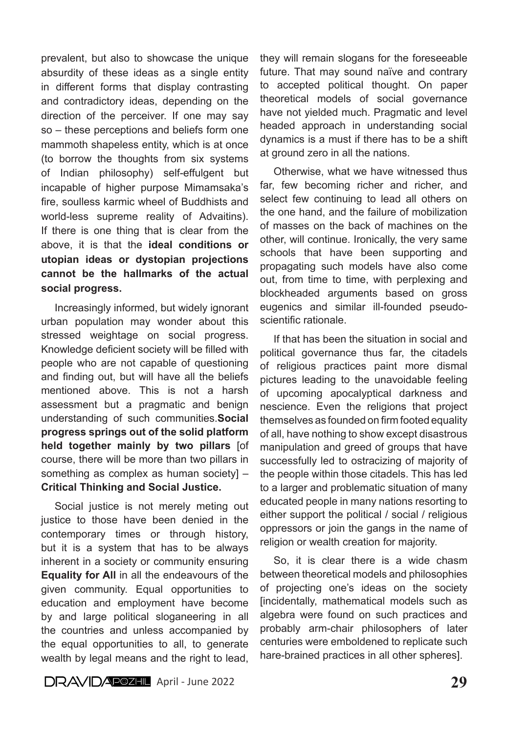prevalent, but also to showcase the unique absurdity of these ideas as a single entity in different forms that display contrasting and contradictory ideas, depending on the direction of the perceiver. If one may say so – these perceptions and beliefs form one mammoth shapeless entity, which is at once (to borrow the thoughts from six systems of Indian philosophy) self-effulgent but incapable of higher purpose Mimamsaka's fire, soulless karmic wheel of Buddhists and world-less supreme reality of Advaitins). If there is one thing that is clear from the above, it is that the **ideal conditions or utopian ideas or dystopian projections cannot be the hallmarks of the actual social progress.**

Increasingly informed, but widely ignorant urban population may wonder about this stressed weightage on social progress. Knowledge deficient society will be filled with people who are not capable of questioning and finding out, but will have all the beliefs mentioned above. This is not a harsh assessment but a pragmatic and benign understanding of such communities.**Social progress springs out of the solid platform held together mainly by two pillars** [of course, there will be more than two pillars in something as complex as human society] – **Critical Thinking and Social Justice.**

Social justice is not merely meting out justice to those have been denied in the contemporary times or through history, but it is a system that has to be always inherent in a society or community ensuring **Equality for All** in all the endeavours of the given community. Equal opportunities to education and employment have become by and large political sloganeering in all the countries and unless accompanied by the equal opportunities to all, to generate wealth by legal means and the right to lead, they will remain slogans for the foreseeable future. That may sound naïve and contrary to accepted political thought. On paper theoretical models of social governance have not yielded much. Pragmatic and level headed approach in understanding social dynamics is a must if there has to be a shift at ground zero in all the nations.

Otherwise, what we have witnessed thus far, few becoming richer and richer, and select few continuing to lead all others on the one hand, and the failure of mobilization of masses on the back of machines on the other, will continue. Ironically, the very same schools that have been supporting and propagating such models have also come out, from time to time, with perplexing and blockheaded arguments based on gross eugenics and similar ill-founded pseudo-scientific rationale.

If that has been the situation in social and political governance thus far, the citadels of religious practices paint more dismal pictures leading to the unavoidable feeling of upcoming apocalyptical darkness and nescience. Even the religions that project themselves as founded on firm footed equality of all, have nothing to show except disastrous manipulation and greed of groups that have successfully led to ostracizing of majority of the people within those citadels. This has led to a larger and problematic situation of many educated people in many nations resorting to either support the political / social / religious oppressors or join the gangs in the name of religion or wealth creation for majority.

So, it is clear there is a wide chasm between theoretical models and philosophies of projecting one's ideas on the society [incidentally, mathematical models such as algebra were found on such practices and probably arm-chair philosophers of later centuries were emboldened to replicate such hare-brained practices in all other spheres].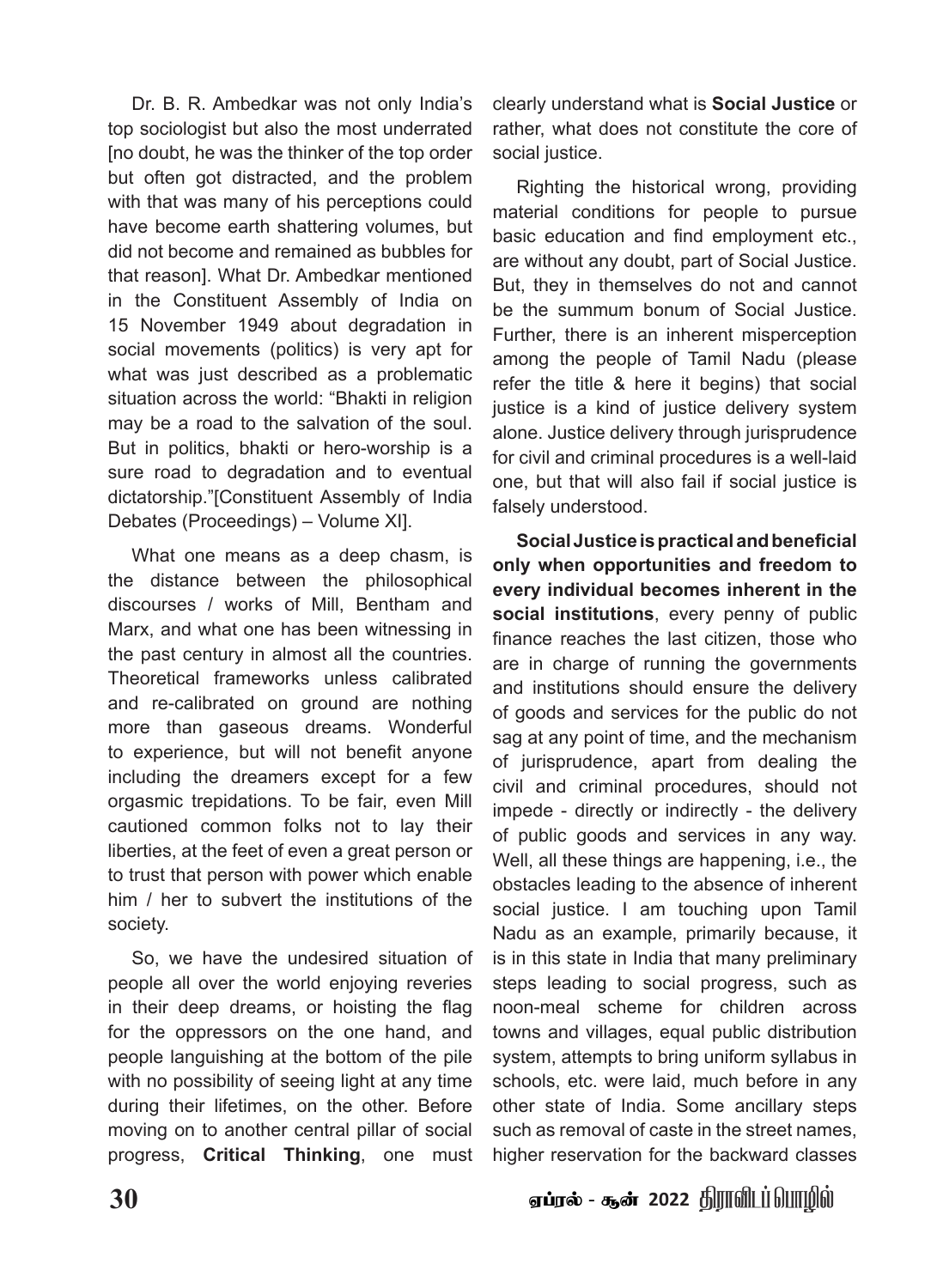Dr. B. R. Ambedkar was not only India's top sociologist but also the most underrated [no doubt, he was the thinker of the top order but often got distracted, and the problem with that was many of his perceptions could have become earth shattering volumes, but did not become and remained as bubbles for that reason]. What Dr. Ambedkar mentioned in the Constituent Assembly of India on 15 November 1949 about degradation in social movements (politics) is very apt for what was just described as a problematic situation across the world: "Bhakti in religion may be a road to the salvation of the soul. But in politics, bhakti or hero-worship is a sure road to degradation and to eventual dictatorship."[Constituent Assembly of India Debates (Proceedings) – Volume XI].

What one means as a deep chasm, is the distance between the philosophical discourses / works of Mill, Bentham and Marx, and what one has been witnessing in the past century in almost all the countries. Theoretical frameworks unless calibrated and re-calibrated on ground are nothing more than gaseous dreams. Wonderful to experience, but will not benefit anyone including the dreamers except for a few orgasmic trepidations. To be fair, even Mill cautioned common folks not to lay their liberties, at the feet of even a great person or to trust that person with power which enable him / her to subvert the institutions of the society.

So, we have the undesired situation of people all over the world enjoying reveries in their deep dreams, or hoisting the flag for the oppressors on the one hand, and people languishing at the bottom of the pile with no possibility of seeing light at any time during their lifetimes, on the other. Before moving on to another central pillar of social progress, **Critical Thinking**, one must clearly understand what is **Social Justice** or rather, what does not constitute the core of social justice.

Righting the historical wrong, providing material conditions for people to pursue basic education and find employment etc., are without any doubt, part of Social Justice. But, they in themselves do not and cannot be the summum bonum of Social Justice. Further, there is an inherent misperception among the people of Tamil Nadu (please refer the title & here it begins) that social justice is a kind of justice delivery system alone. Justice delivery through jurisprudence for civil and criminal procedures is a well-laid one, but that will also fail if social justice is falsely understood.

**Social Justice is practical and beneficial only when opportunities and freedom to every individual becomes inherent in the social institutions**, every penny of public finance reaches the last citizen, those who are in charge of running the governments and institutions should ensure the delivery of goods and services for the public do not sag at any point of time, and the mechanism of jurisprudence, apart from dealing the civil and criminal procedures, should not impede - directly or indirectly - the delivery of public goods and services in any way. Well, all these things are happening, i.e., the obstacles leading to the absence of inherent social justice. I am touching upon Tamil Nadu as an example, primarily because, it is in this state in India that many preliminary steps leading to social progress, such as noon-meal scheme for children across towns and villages, equal public distribution system, attempts to bring uniform syllabus in schools, etc. were laid, much before in any other state of India. Some ancillary steps such as removal of caste in the street names, higher reservation for the backward classes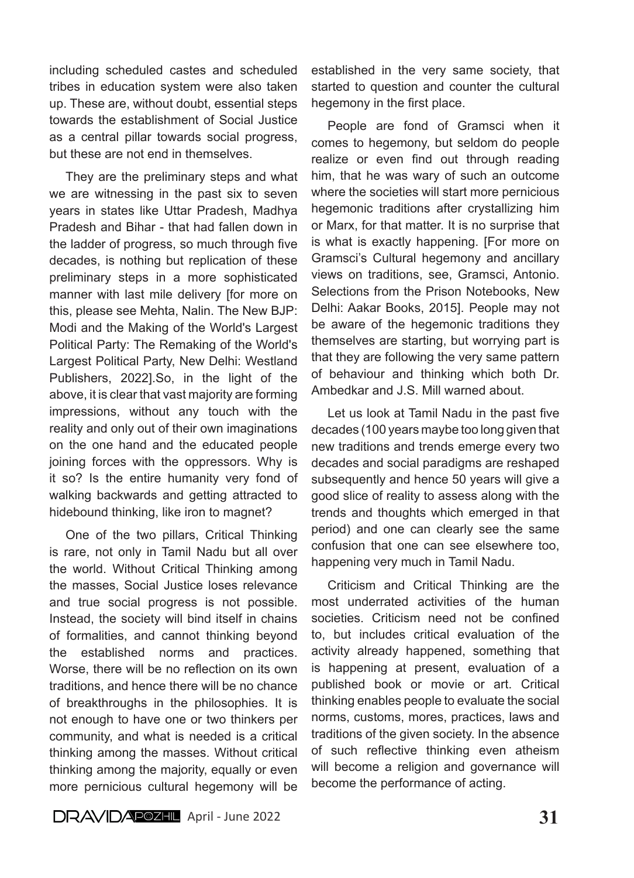including scheduled castes and scheduled tribes in education system were also taken up. These are, without doubt, essential steps towards the establishment of Social Justice as a central pillar towards social progress, but these are not end in themselves.

They are the preliminary steps and what we are witnessing in the past six to seven years in states like Uttar Pradesh, Madhya Pradesh and Bihar - that had fallen down in the ladder of progress, so much through five decades, is nothing but replication of these preliminary steps in a more sophisticated manner with last mile delivery [for more on this, please see Mehta, Nalin. The New BJP: Modi and the Making of the World's Largest Political Party: The Remaking of the World's Largest Political Party, New Delhi: Westland Publishers, 2022].So, in the light of the above, it is clear that vast majority are forming impressions, without any touch with the reality and only out of their own imaginations on the one hand and the educated people joining forces with the oppressors. Why is it so? Is the entire humanity very fond of walking backwards and getting attracted to hidebound thinking, like iron to magnet?

One of the two pillars, Critical Thinking is rare, not only in Tamil Nadu but all over the world. Without Critical Thinking among the masses, Social Justice loses relevance and true social progress is not possible. Instead, the society will bind itself in chains of formalities, and cannot thinking beyond the established norms and practices. Worse, there will be no reflection on its own traditions, and hence there will be no chance of breakthroughs in the philosophies. It is not enough to have one or two thinkers per community, and what is needed is a critical thinking among the masses. Without critical thinking among the majority, equally or even more pernicious cultural hegemony will be established in the very same society, that started to question and counter the cultural hegemony in the first place.

People are fond of Gramsci when it comes to hegemony, but seldom do people realize or even find out through reading him, that he was wary of such an outcome where the societies will start more pernicious hegemonic traditions after crystallizing him or Marx, for that matter. It is no surprise that is what is exactly happening. [For more on Gramsci's Cultural hegemony and ancillary views on traditions, see, Gramsci, Antonio. Selections from the Prison Notebooks, New Delhi: Aakar Books, 2015]. People may not be aware of the hegemonic traditions they themselves are starting, but worrying part is that they are following the very same pattern of behaviour and thinking which both Dr. Ambedkar and J.S. Mill warned about.

Let us look at Tamil Nadu in the past five decades (100 years maybe too long given that new traditions and trends emerge every two decades and social paradigms are reshaped subsequently and hence 50 years will give a good slice of reality to assess along with the trends and thoughts which emerged in that period) and one can clearly see the same confusion that one can see elsewhere too, happening very much in Tamil Nadu.

Criticism and Critical Thinking are the most underrated activities of the human societies. Criticism need not be confined to, but includes critical evaluation of the activity already happened, something that is happening at present, evaluation of a published book or movie or art. Critical thinking enables people to evaluate the social norms, customs, mores, practices, laws and traditions of the given society. In the absence of such reflective thinking even atheism will become a religion and governance will become the performance of acting.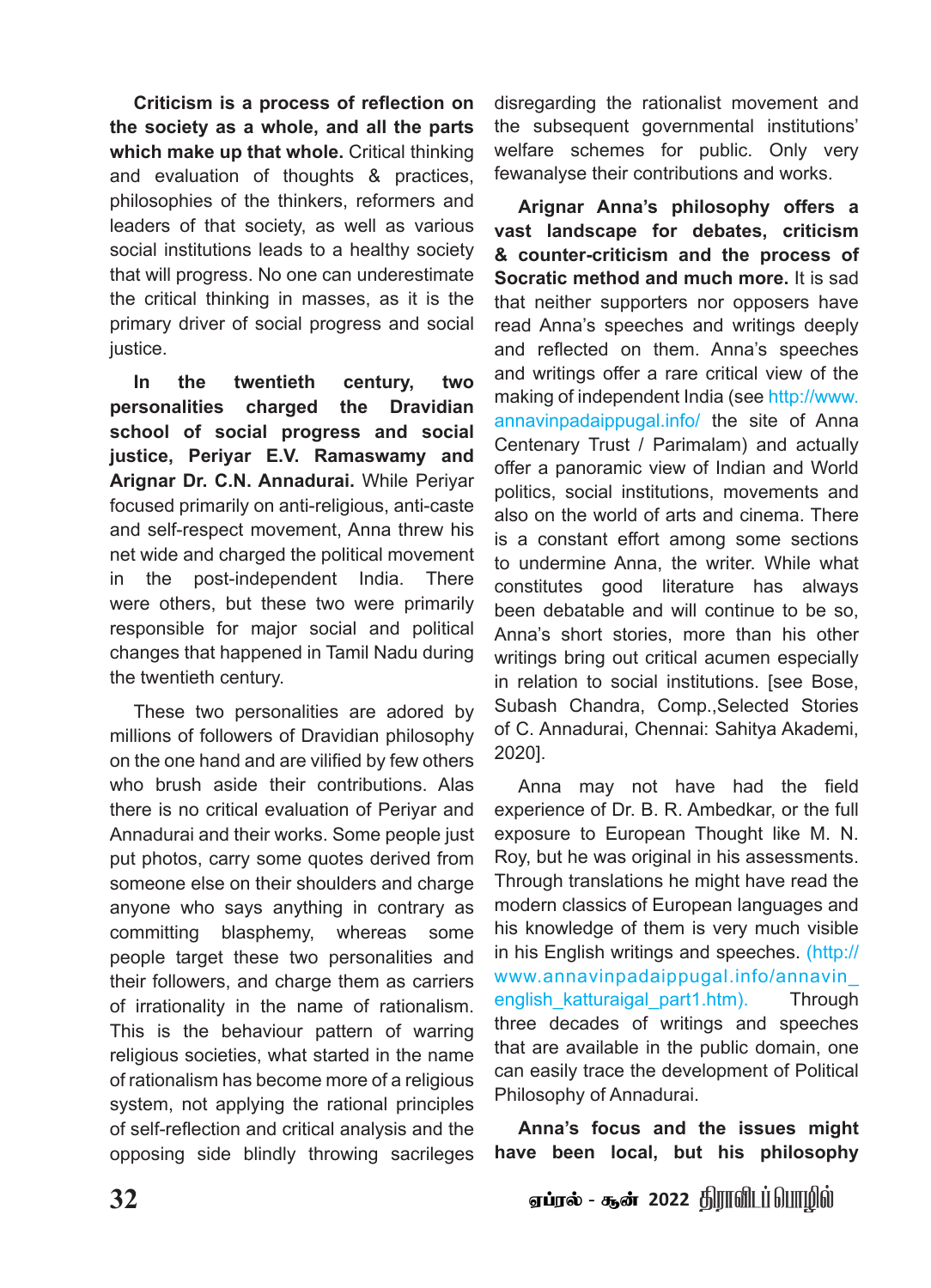**Criticism is a process of reflection on the society as a whole, and all the parts which make up that whole.** Critical thinking and evaluation of thoughts & practices, philosophies of the thinkers, reformers and leaders of that society, as well as various social institutions leads to a healthy society that will progress. No one can underestimate the critical thinking in masses, as it is the primary driver of social progress and social justice.

**In the twentieth century, two personalities charged the Dravidian school of social progress and social justice, Periyar E.V. Ramaswamy and Arignar Dr. C.N. Annadurai.** While Periyar focused primarily on anti-religious, anti-caste and self-respect movement, Anna threw his net wide and charged the political movement in the post-independent India. There were others, but these two were primarily responsible for major social and political changes that happened in Tamil Nadu during the twentieth century.

These two personalities are adored by millions of followers of Dravidian philosophy on the one hand and are vilified by few others who brush aside their contributions. Alas there is no critical evaluation of Periyar and Annadurai and their works. Some people just put photos, carry some quotes derived from someone else on their shoulders and charge anyone who says anything in contrary as committing blasphemy, whereas some people target these two personalities and their followers, and charge them as carriers of irrationality in the name of rationalism. This is the behaviour pattern of warring religious societies, what started in the name of rationalism has become more of a religious system, not applying the rational principles of self-reflection and critical analysis and the opposing side blindly throwing sacrileges disregarding the rationalist movement and the subsequent governmental institutions' welfare schemes for public. Only very fewanalyse their contributions and works.

**Arignar Anna's philosophy offers a vast landscape for debates, criticism & counter-criticism and the process of Socratic method and much more.** It is sad that neither supporters nor opposers have read Anna's speeches and writings deeply and reflected on them. Anna's speeches and writings offer a rare critical view of the making of independent India (see http://www.annavinpadaippugal.info/ the site of Anna Centenary Trust / Parimalam) and actually offer a panoramic view of Indian and World politics, social institutions, movements and also on the world of arts and cinema. There is a constant effort among some sections to undermine Anna, the writer. While what constitutes good literature has always been debatable and will continue to be so, Anna's short stories, more than his other writings bring out critical acumen especially in relation to social institutions. [see Bose, Subash Chandra, Comp.,Selected Stories of C. Annadurai, Chennai: Sahitya Akademi, 2020].

Anna may not have had the field experience of Dr. B. R. Ambedkar, or the full exposure to European Thought like M. N. Roy, but he was original in his assessments. Through translations he might have read the modern classics of European languages and his knowledge of them is very much visible in his English writings and speeches. (http://www.annavinpadaippugal.info/annavin_english_katturaigal_part1.htm). Through three decades of writings and speeches that are available in the public domain, one can easily trace the development of Political Philosophy of Annadurai.

**Anna's focus and the issues might have been local, but his philosophy**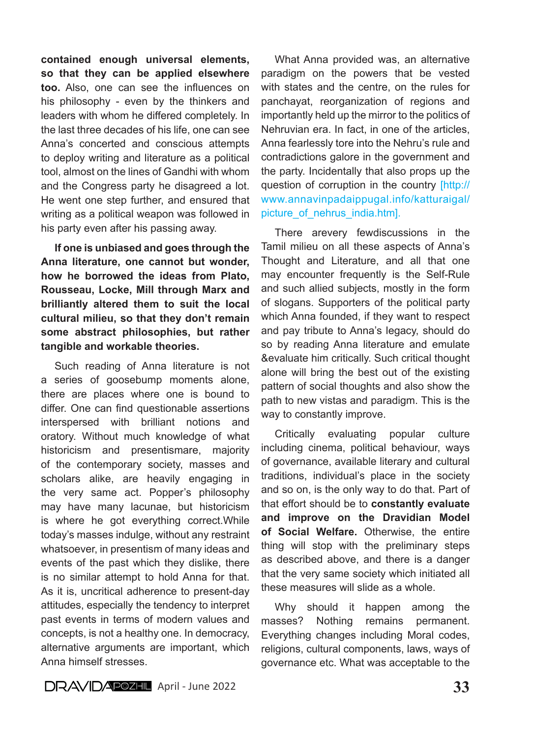**contained enough universal elements, so that they can be applied elsewhere too.** Also, one can see the influences on his philosophy - even by the thinkers and leaders with whom he differed completely. In the last three decades of his life, one can see Anna's concerted and conscious attempts to deploy writing and literature as a political tool, almost on the lines of Gandhi with whom and the Congress party he disagreed a lot. He went one step further, and ensured that writing as a political weapon was followed in his party even after his passing away.

**If one is unbiased and goes through the Anna literature, one cannot but wonder, how he borrowed the ideas from Plato, Rousseau, Locke, Mill through Marx and brilliantly altered them to suit the local cultural milieu, so that they don't remain some abstract philosophies, but rather tangible and workable theories.**

Such reading of Anna literature is not a series of goosebump moments alone, there are places where one is bound to differ. One can find questionable assertions interspersed with brilliant notions and oratory. Without much knowledge of what historicism and presentismare, majority of the contemporary society, masses and scholars alike, are heavily engaging in the very same act. Popper's philosophy may have many lacunae, but historicism is where he got everything correct.While today's masses indulge, without any restraint whatsoever, in presentism of many ideas and events of the past which they dislike, there is no similar attempt to hold Anna for that. As it is, uncritical adherence to present-day attitudes, especially the tendency to interpret past events in terms of modern values and concepts, is not a healthy one. In democracy, alternative arguments are important, which Anna himself stresses.

What Anna provided was, an alternative paradigm on the powers that be vested with states and the centre, on the rules for panchayat, reorganization of regions and importantly held up the mirror to the politics of Nehruvian era. In fact, in one of the articles, Anna fearlessly tore into the Nehru's rule and contradictions galore in the government and the party. Incidentally that also props up the question of corruption in the country [http://www.annavinpadaippugal.info/katturaigal/picture_of_nehrus_india.htm].

There arevery fewdiscussions in the Tamil milieu on all these aspects of Anna's Thought and Literature, and all that one may encounter frequently is the Self-Rule and such allied subjects, mostly in the form of slogans. Supporters of the political party which Anna founded, if they want to respect and pay tribute to Anna's legacy, should do so by reading Anna literature and emulate &evaluate him critically. Such critical thought alone will bring the best out of the existing pattern of social thoughts and also show the path to new vistas and paradigm. This is the way to constantly improve.

Critically evaluating popular culture including cinema, political behaviour, ways of governance, available literary and cultural traditions, individual's place in the society and so on, is the only way to do that. Part of that effort should be to **constantly evaluate and improve on the Dravidian Model of Social Welfare.** Otherwise, the entire thing will stop with the preliminary steps as described above, and there is a danger that the very same society which initiated all these measures will slide as a whole.

Why should it happen among the masses? Nothing remains permanent. Everything changes including Moral codes, religions, cultural components, laws, ways of governance etc. What was acceptable to the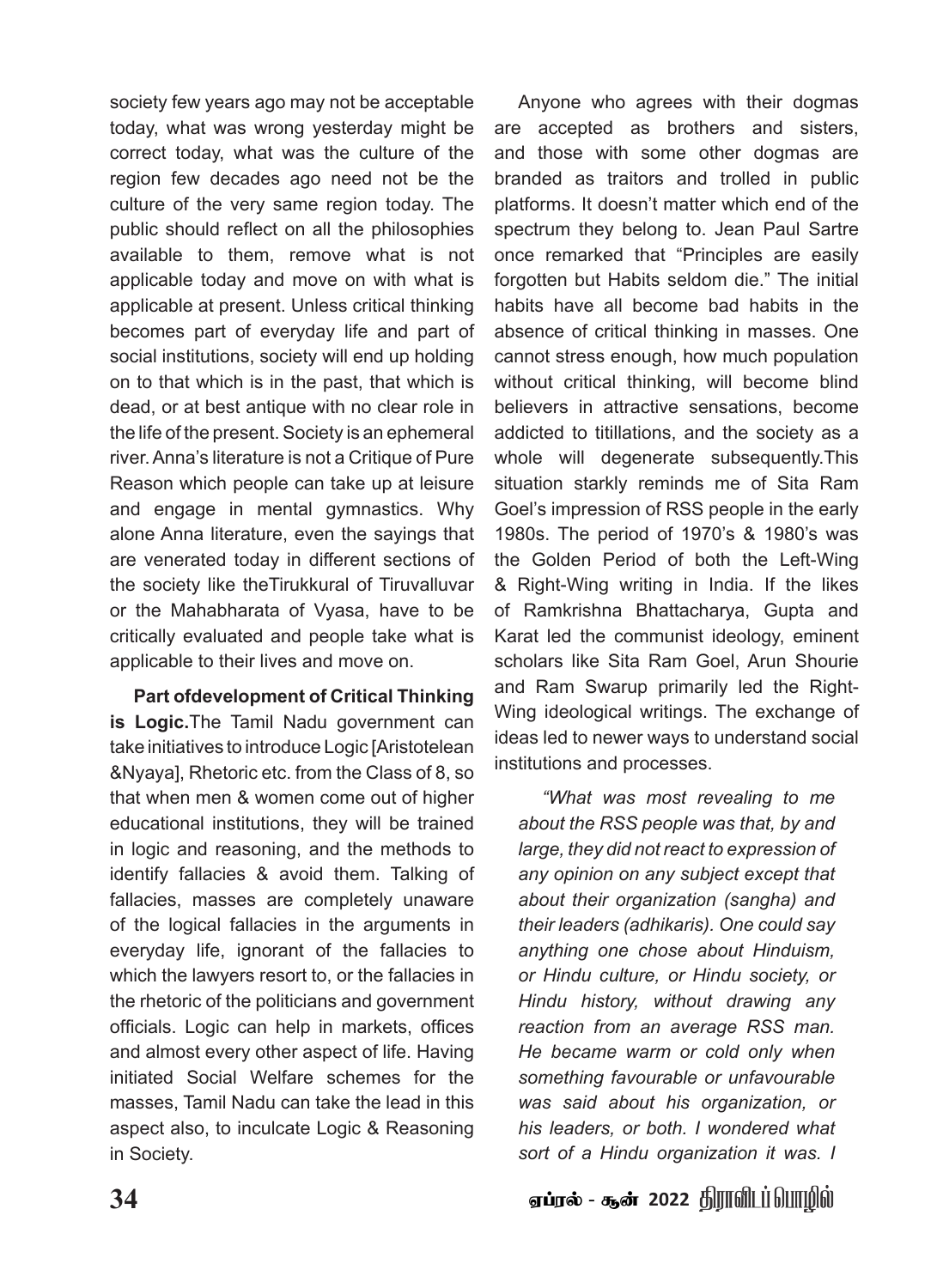society few years ago may not be acceptable today, what was wrong yesterday might be correct today, what was the culture of the region few decades ago need not be the culture of the very same region today. The public should reflect on all the philosophies available to them, remove what is not applicable today and move on with what is applicable at present. Unless critical thinking becomes part of everyday life and part of social institutions, society will end up holding on to that which is in the past, that which is dead, or at best antique with no clear role in the life of the present. Society is an ephemeral river. Anna's literature is not a Critique of Pure Reason which people can take up at leisure and engage in mental gymnastics. Why alone Anna literature, even the sayings that are venerated today in different sections of the society like theTirukkural of Tiruvalluvar or the Mahabharata of Vyasa, have to be critically evaluated and people take what is applicable to their lives and move on.

**Part ofdevelopment of Critical Thinking is Logic.**The Tamil Nadu government can take initiatives to introduce Logic [Aristotelean &Nyaya], Rhetoric etc. from the Class of 8, so that when men & women come out of higher educational institutions, they will be trained in logic and reasoning, and the methods to identify fallacies & avoid them. Talking of fallacies, masses are completely unaware of the logical fallacies in the arguments in everyday life, ignorant of the fallacies to which the lawyers resort to, or the fallacies in the rhetoric of the politicians and government officials. Logic can help in markets, offices and almost every other aspect of life. Having initiated Social Welfare schemes for the masses, Tamil Nadu can take the lead in this aspect also, to inculcate Logic & Reasoning in Society.

Anyone who agrees with their dogmas are accepted as brothers and sisters, and those with some other dogmas are branded as traitors and trolled in public platforms. It doesn't matter which end of the spectrum they belong to. Jean Paul Sartre once remarked that "Principles are easily forgotten but Habits seldom die." The initial habits have all become bad habits in the absence of critical thinking in masses. One cannot stress enough, how much population without critical thinking, will become blind believers in attractive sensations, become addicted to titillations, and the society as a whole will degenerate subsequently.This situation starkly reminds me of Sita Ram Goel's impression of RSS people in the early 1980s. The period of 1970's & 1980's was the Golden Period of both the Left-Wing & Right-Wing writing in India. If the likes of Ramkrishna Bhattacharya, Gupta and Karat led the communist ideology, eminent scholars like Sita Ram Goel, Arun Shourie and Ram Swarup primarily led the Right-Wing ideological writings. The exchange of ideas led to newer ways to understand social institutions and processes.

*"What was most revealing to me about the RSS people was that, by and large, they did not react to expression of any opinion on any subject except that about their organization (sangha) and their leaders (adhikaris). One could say anything one chose about Hinduism, or Hindu culture, or Hindu society, or Hindu history, without drawing any reaction from an average RSS man. He became warm or cold only when something favourable or unfavourable was said about his organization, or his leaders, or both. I wondered what sort of a Hindu organization it was. I*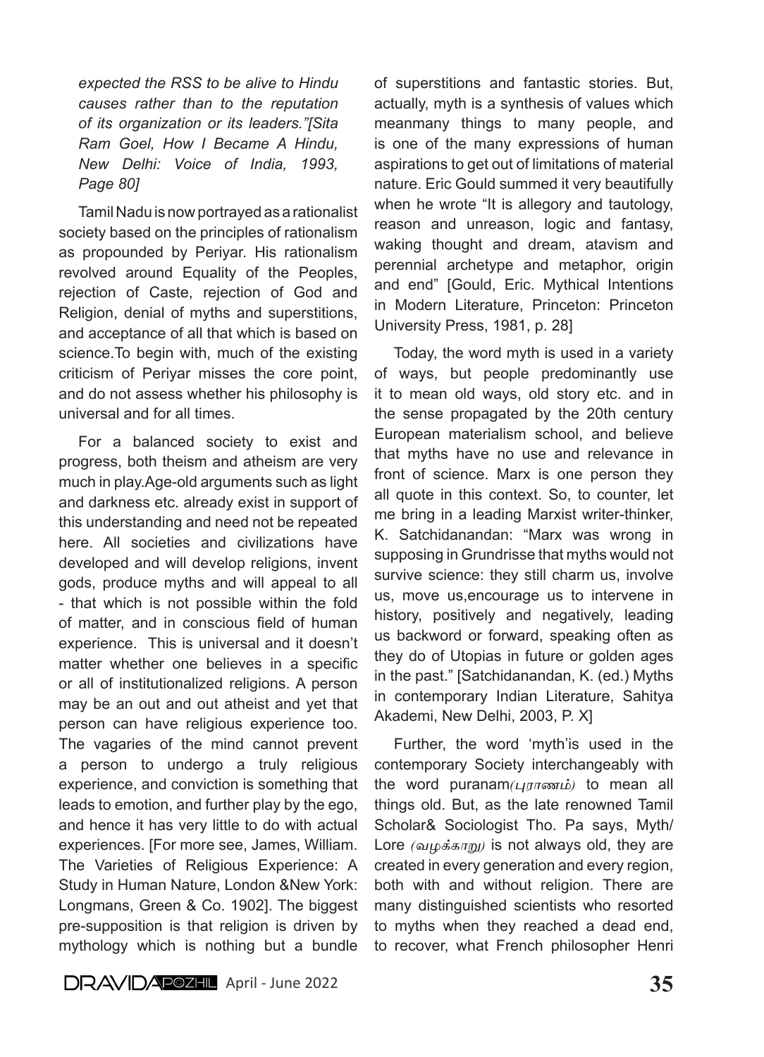*expected the RSS to be alive to Hindu causes rather than to the reputation of its organization or its leaders."[Sita Ram Goel, How I Became A Hindu, New Delhi: Voice of India, 1993, Page 80]*

Tamil Nadu is now portrayed as a rationalist society based on the principles of rationalism as propounded by Periyar. His rationalism revolved around Equality of the Peoples, rejection of Caste, rejection of God and Religion, denial of myths and superstitions, and acceptance of all that which is based on science.To begin with, much of the existing criticism of Periyar misses the core point, and do not assess whether his philosophy is universal and for all times.

For a balanced society to exist and progress, both theism and atheism are very much in play.Age-old arguments such as light and darkness etc. already exist in support of this understanding and need not be repeated here. All societies and civilizations have developed and will develop religions, invent gods, produce myths and will appeal to all - that which is not possible within the fold of matter, and in conscious field of human experience. This is universal and it doesn't matter whether one believes in a specific or all of institutionalized religions. A person may be an out and out atheist and yet that person can have religious experience too. The vagaries of the mind cannot prevent a person to undergo a truly religious experience, and conviction is something that leads to emotion, and further play by the ego, and hence it has very little to do with actual experiences. [For more see, James, William. The Varieties of Religious Experience: A Study in Human Nature, London &New York: Longmans, Green & Co. 1902]. The biggest pre-supposition is that religion is driven by mythology which is nothing but a bundle of superstitions and fantastic stories. But, actually, myth is a synthesis of values which meanmany things to many people, and is one of the many expressions of human aspirations to get out of limitations of material nature. Eric Gould summed it very beautifully when he wrote "It is allegory and tautology, reason and unreason, logic and fantasy, waking thought and dream, atavism and perennial archetype and metaphor, origin and end" [Gould, Eric. Mythical Intentions in Modern Literature, Princeton: Princeton University Press, 1981, p. 28]

Today, the word myth is used in a variety of ways, but people predominantly use it to mean old ways, old story etc. and in the sense propagated by the 20th century European materialism school, and believe that myths have no use and relevance in front of science. Marx is one person they all quote in this context. So, to counter, let me bring in a leading Marxist writer-thinker, K. Satchidanandan: "Marx was wrong in supposing in Grundrisse that myths would not survive science: they still charm us, involve us, move us,encourage us to intervene in history, positively and negatively, leading us backword or forward, speaking often as they do of Utopias in future or golden ages in the past." [Satchidanandan, K. (ed.) Myths in contemporary Indian Literature, Sahitya Akademi, New Delhi, 2003, P. X]

Further, the word 'myth'is used in the contemporary Society interchangeably with the word puranam*(புராணம்)* to mean all things old. But, as the late renowned Tamil Scholar& Sociologist Tho. Pa says, Myth/ Lore *(வழக்காறு)* is not always old, they are created in every generation and every region, both with and without religion. There are many distinguished scientists who resorted to myths when they reached a dead end, to recover, what French philosopher Henri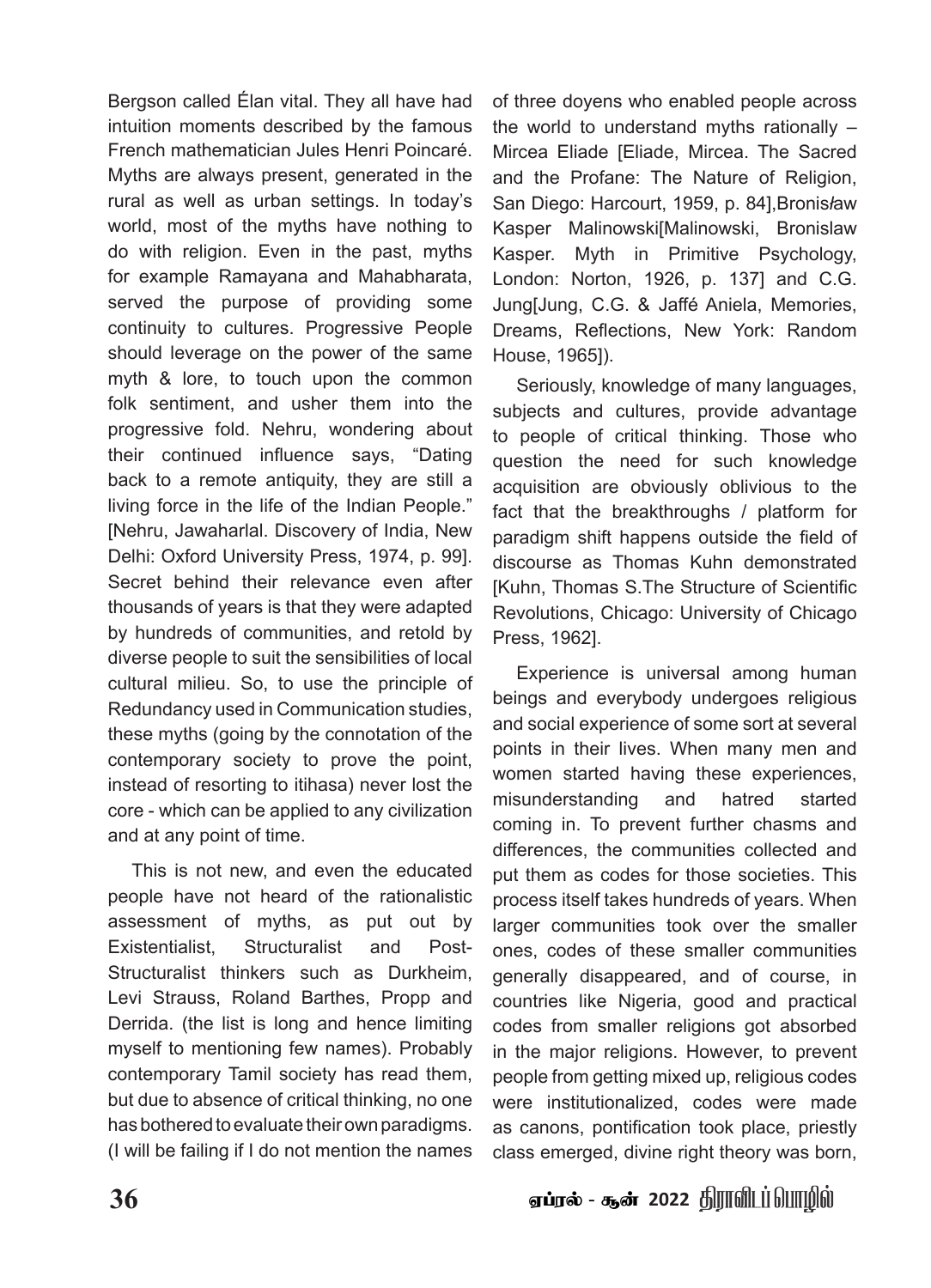Bergson called Élan vital. They all have had intuition moments described by the famous French mathematician Jules Henri Poincaré. Myths are always present, generated in the rural as well as urban settings. In today's world, most of the myths have nothing to do with religion. Even in the past, myths for example Ramayana and Mahabharata, served the purpose of providing some continuity to cultures. Progressive People should leverage on the power of the same myth & lore, to touch upon the common folk sentiment, and usher them into the progressive fold. Nehru, wondering about their continued influence says, "Dating back to a remote antiquity, they are still a living force in the life of the Indian People." [Nehru, Jawaharlal. Discovery of India, New Delhi: Oxford University Press, 1974, p. 99]. Secret behind their relevance even after thousands of years is that they were adapted by hundreds of communities, and retold by diverse people to suit the sensibilities of local cultural milieu. So, to use the principle of Redundancy used in Communication studies, these myths (going by the connotation of the contemporary society to prove the point, instead of resorting to itihasa) never lost the core - which can be applied to any civilization and at any point of time.

This is not new, and even the educated people have not heard of the rationalistic assessment of myths, as put out by Existentialist, Structuralist and Post-Structuralist thinkers such as Durkheim, Levi Strauss, Roland Barthes, Propp and Derrida. (the list is long and hence limiting myself to mentioning few names). Probably contemporary Tamil society has read them, but due to absence of critical thinking, no one has bothered to evaluate their own paradigms. (I will be failing if I do not mention the names of three doyens who enabled people across the world to understand myths rationally – Mircea Eliade [Eliade, Mircea. The Sacred and the Profane: The Nature of Religion, San Diego: Harcourt, 1959, p. 84],Bronisław Kasper Malinowski[Malinowski, Bronislaw Kasper. Myth in Primitive Psychology, London: Norton, 1926, p. 137] and C.G. Jung[Jung, C.G. & Jaffé Aniela, Memories, Dreams, Reflections, New York: Random House, 1965]).

Seriously, knowledge of many languages, subjects and cultures, provide advantage to people of critical thinking. Those who question the need for such knowledge acquisition are obviously oblivious to the fact that the breakthroughs / platform for paradigm shift happens outside the field of discourse as Thomas Kuhn demonstrated [Kuhn, Thomas S.The Structure of Scientific Revolutions, Chicago: University of Chicago Press, 1962].

Experience is universal among human beings and everybody undergoes religious and social experience of some sort at several points in their lives. When many men and women started having these experiences, misunderstanding and hatred started coming in. To prevent further chasms and differences, the communities collected and put them as codes for those societies. This process itself takes hundreds of years. When larger communities took over the smaller ones, codes of these smaller communities generally disappeared, and of course, in countries like Nigeria, good and practical codes from smaller religions got absorbed in the major religions. However, to prevent people from getting mixed up, religious codes were institutionalized, codes were made as canons, pontification took place, priestly class emerged, divine right theory was born,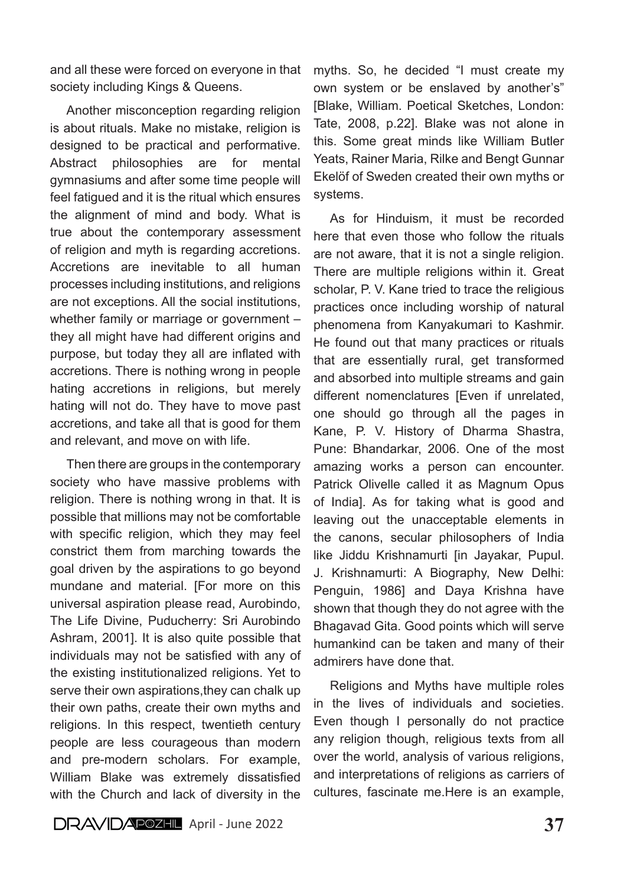and all these were forced on everyone in that society including Kings & Queens.

Another misconception regarding religion is about rituals. Make no mistake, religion is designed to be practical and performative. Abstract philosophies are for mental gymnasiums and after some time people will feel fatigued and it is the ritual which ensures the alignment of mind and body. What is true about the contemporary assessment of religion and myth is regarding accretions. Accretions are inevitable to all human processes including institutions, and religions are not exceptions. All the social institutions, whether family or marriage or government – they all might have had different origins and purpose, but today they all are inflated with accretions. There is nothing wrong in people hating accretions in religions, but merely hating will not do. They have to move past accretions, and take all that is good for them and relevant, and move on with life.

Then there are groups in the contemporary society who have massive problems with religion. There is nothing wrong in that. It is possible that millions may not be comfortable with specific religion, which they may feel constrict them from marching towards the goal driven by the aspirations to go beyond mundane and material. [For more on this universal aspiration please read, Aurobindo, The Life Divine, Puducherry: Sri Aurobindo Ashram, 2001]. It is also quite possible that individuals may not be satisfied with any of the existing institutionalized religions. Yet to serve their own aspirations,they can chalk up their own paths, create their own myths and religions. In this respect, twentieth century people are less courageous than modern and pre-modern scholars. For example, William Blake was extremely dissatisfied with the Church and lack of diversity in the myths. So, he decided "I must create my own system or be enslaved by another's" [Blake, William. Poetical Sketches, London: Tate, 2008, p.22]. Blake was not alone in this. Some great minds like William Butler Yeats, Rainer Maria, Rilke and Bengt Gunnar Ekelöf of Sweden created their own myths or systems.

As for Hinduism, it must be recorded here that even those who follow the rituals are not aware, that it is not a single religion. There are multiple religions within it. Great scholar, P. V. Kane tried to trace the religious practices once including worship of natural phenomena from Kanyakumari to Kashmir. He found out that many practices or rituals that are essentially rural, get transformed and absorbed into multiple streams and gain different nomenclatures [Even if unrelated, one should go through all the pages in Kane, P. V. History of Dharma Shastra, Pune: Bhandarkar, 2006. One of the most amazing works a person can encounter. Patrick Olivelle called it as Magnum Opus of India]. As for taking what is good and leaving out the unacceptable elements in the canons, secular philosophers of India like Jiddu Krishnamurti [in Jayakar, Pupul. J. Krishnamurti: A Biography, New Delhi: Penguin, 1986] and Daya Krishna have shown that though they do not agree with the Bhagavad Gita. Good points which will serve humankind can be taken and many of their admirers have done that.

Religions and Myths have multiple roles in the lives of individuals and societies. Even though I personally do not practice any religion though, religious texts from all over the world, analysis of various religions, and interpretations of religions as carriers of cultures, fascinate me.Here is an example,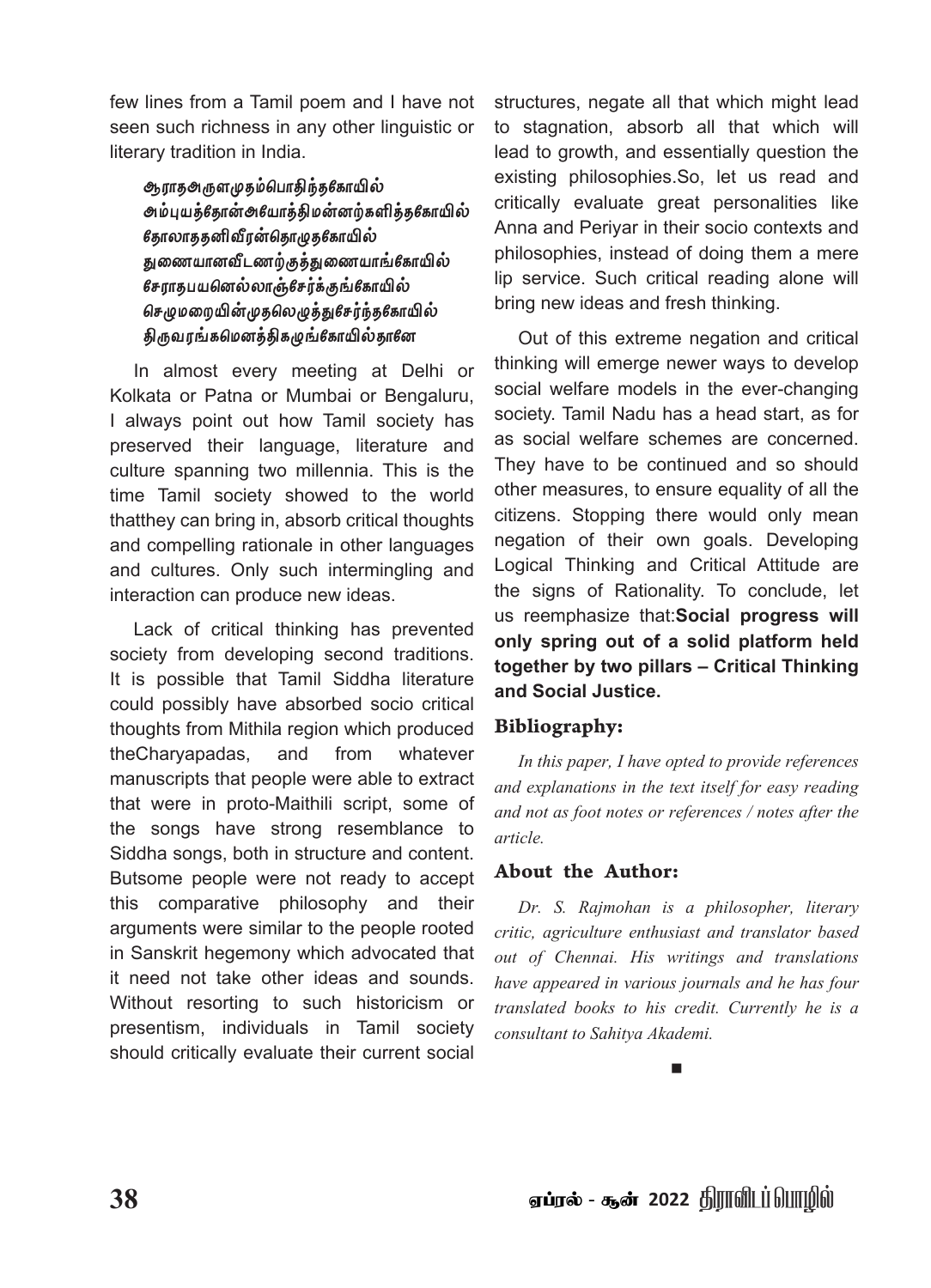few lines from a Tamil poem and I have not seen such richness in any other linguistic or literary tradition in India.

*ஆராதஅருளமுதம்பொதிந்தகோயில்*
*அம்புயத்தோன்அயோத்திமன்னற்களித்தகோயில்*
*தோலாததனிவீரன்தொழுதகோயில்*
*துணையானவீடணற்குத்துணையாங்கோயில்*
*சேராதபயனெல்லாஞ்சேர்க்குங்கோயில்*
*செழுமறையின்முதலெழுத்துசேர்ந்தகோயில்*
*திருவரங்கமெனத்திகழுங்கோயில்தானே*

In almost every meeting at Delhi or Kolkata or Patna or Mumbai or Bengaluru, I always point out how Tamil society has preserved their language, literature and culture spanning two millennia. This is the time Tamil society showed to the world thatthey can bring in, absorb critical thoughts and compelling rationale in other languages and cultures. Only such intermingling and interaction can produce new ideas.

Lack of critical thinking has prevented society from developing second traditions. It is possible that Tamil Siddha literature could possibly have absorbed socio critical thoughts from Mithila region which produced theCharyapadas, and from whatever manuscripts that people were able to extract that were in proto-Maithili script, some of the songs have strong resemblance to Siddha songs, both in structure and content. Butsome people were not ready to accept this comparative philosophy and their arguments were similar to the people rooted in Sanskrit hegemony which advocated that it need not take other ideas and sounds. Without resorting to such historicism or presentism, individuals in Tamil society should critically evaluate their current social structures, negate all that which might lead to stagnation, absorb all that which will lead to growth, and essentially question the existing philosophies.So, let us read and critically evaluate great personalities like Anna and Periyar in their socio contexts and philosophies, instead of doing them a mere lip service. Such critical reading alone will bring new ideas and fresh thinking.

Out of this extreme negation and critical thinking will emerge newer ways to develop social welfare models in the ever-changing society. Tamil Nadu has a head start, as for as social welfare schemes are concerned. They have to be continued and so should other measures, to ensure equality of all the citizens. Stopping there would only mean negation of their own goals. Developing Logical Thinking and Critical Attitude are the signs of Rationality. To conclude, let us reemphasize that:**Social progress will only spring out of a solid platform held together by two pillars – Critical Thinking and Social Justice.**

## Bibliography:

*In this paper, I have opted to provide references and explanations in the text itself for easy reading and not as foot notes or references / notes after the article.*

## About the Author:

*Dr. S. Rajmohan is a philosopher, literary critic, agriculture enthusiast and translator based out of Chennai. His writings and translations have appeared in various journals and he has four translated books to his credit. Currently he is a consultant to Sahitya Akademi.*

■